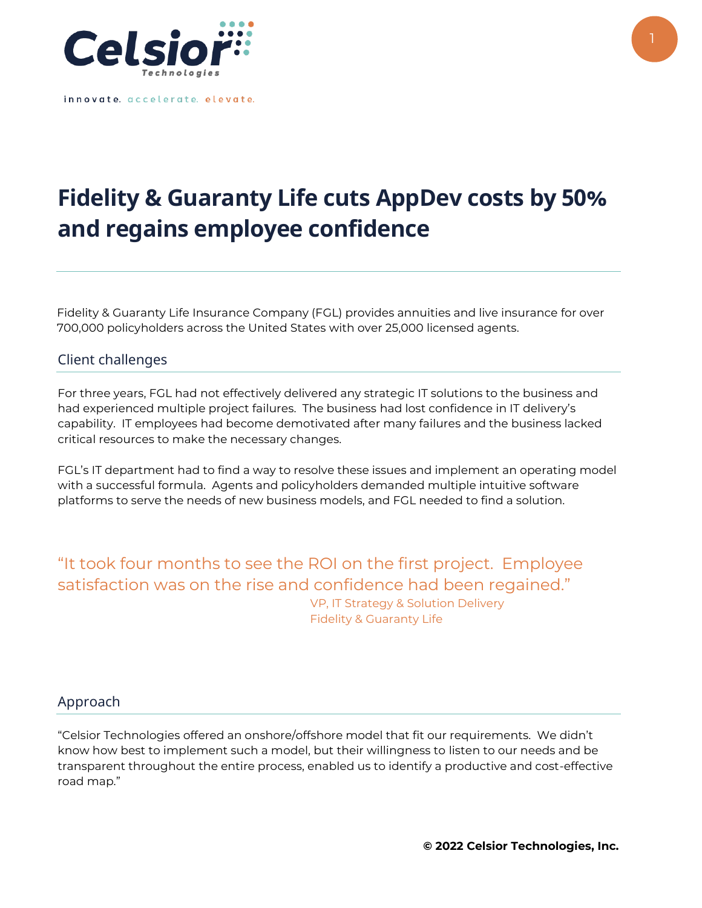Celsior Technologies

innovate. accelerate. elevate.

# Fidelity & Guaranty Life cuts AppDev costs by 50% and regains employee confidence

Fidelity & Guaranty Life Insurance Company (FGL) provides annuities and live insurance for over 700,000 policyholders across the United States with over 25,000 licensed agents.

## Client challenges

For three years, FGL had not effectively delivered any strategic IT solutions to the business and had experienced multiple project failures. The business had lost confidence in IT delivery's capability. IT employees had become demotivated after many failures and the business lacked critical resources to make the necessary changes.

FGL's IT department had to find a way to resolve these issues and implement an operating model with a successful formula. Agents and policyholders demanded multiple intuitive software platforms to serve the needs of new business models, and FGL needed to find a solution.

> "It took four months to see the ROI on the first project. Employee satisfaction was on the rise and confidence had been regained."
>
> VP, IT Strategy & Solution Delivery
> Fidelity & Guaranty Life

## Approach

"Celsior Technologies offered an onshore/offshore model that fit our requirements. We didn't know how best to implement such a model, but their willingness to listen to our needs and be transparent throughout the entire process, enabled us to identify a productive and cost-effective road map."

**© 2022 Celsior Technologies, Inc.**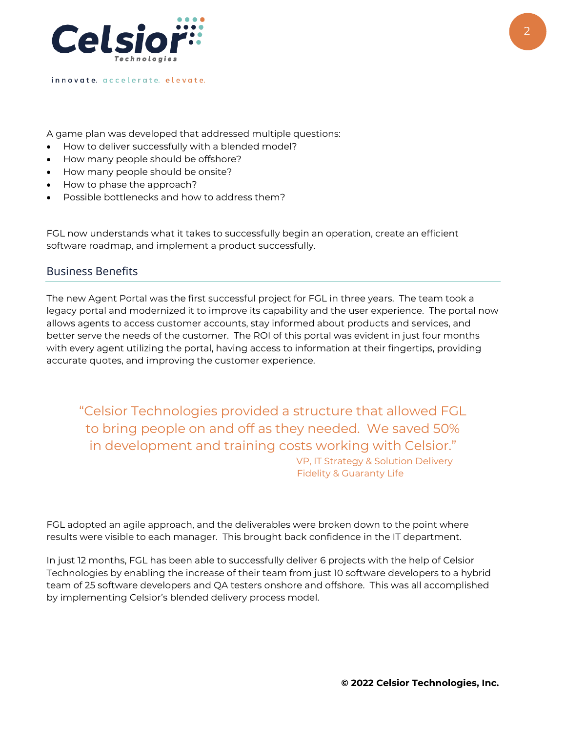A game plan was developed that addressed multiple questions:

- How to deliver successfully with a blended model?
- How many people should be offshore?
- How many people should be onsite?
- How to phase the approach?
- Possible bottlenecks and how to address them?

FGL now understands what it takes to successfully begin an operation, create an efficient software roadmap, and implement a product successfully.

## Business Benefits

The new Agent Portal was the first successful project for FGL in three years. The team took a legacy portal and modernized it to improve its capability and the user experience. The portal now allows agents to access customer accounts, stay informed about products and services, and better serve the needs of the customer. The ROI of this portal was evident in just four months with every agent utilizing the portal, having access to information at their fingertips, providing accurate quotes, and improving the customer experience.

> "Celsior Technologies provided a structure that allowed FGL to bring people on and off as they needed. We saved 50% in development and training costs working with Celsior."
>
> VP, IT Strategy & Solution Delivery
> Fidelity & Guaranty Life

FGL adopted an agile approach, and the deliverables were broken down to the point where results were visible to each manager. This brought back confidence in the IT department.

In just 12 months, FGL has been able to successfully deliver 6 projects with the help of Celsior Technologies by enabling the increase of their team from just 10 software developers to a hybrid team of 25 software developers and QA testers onshore and offshore. This was all accomplished by implementing Celsior's blended delivery process model.

**© 2022 Celsior Technologies, Inc.**